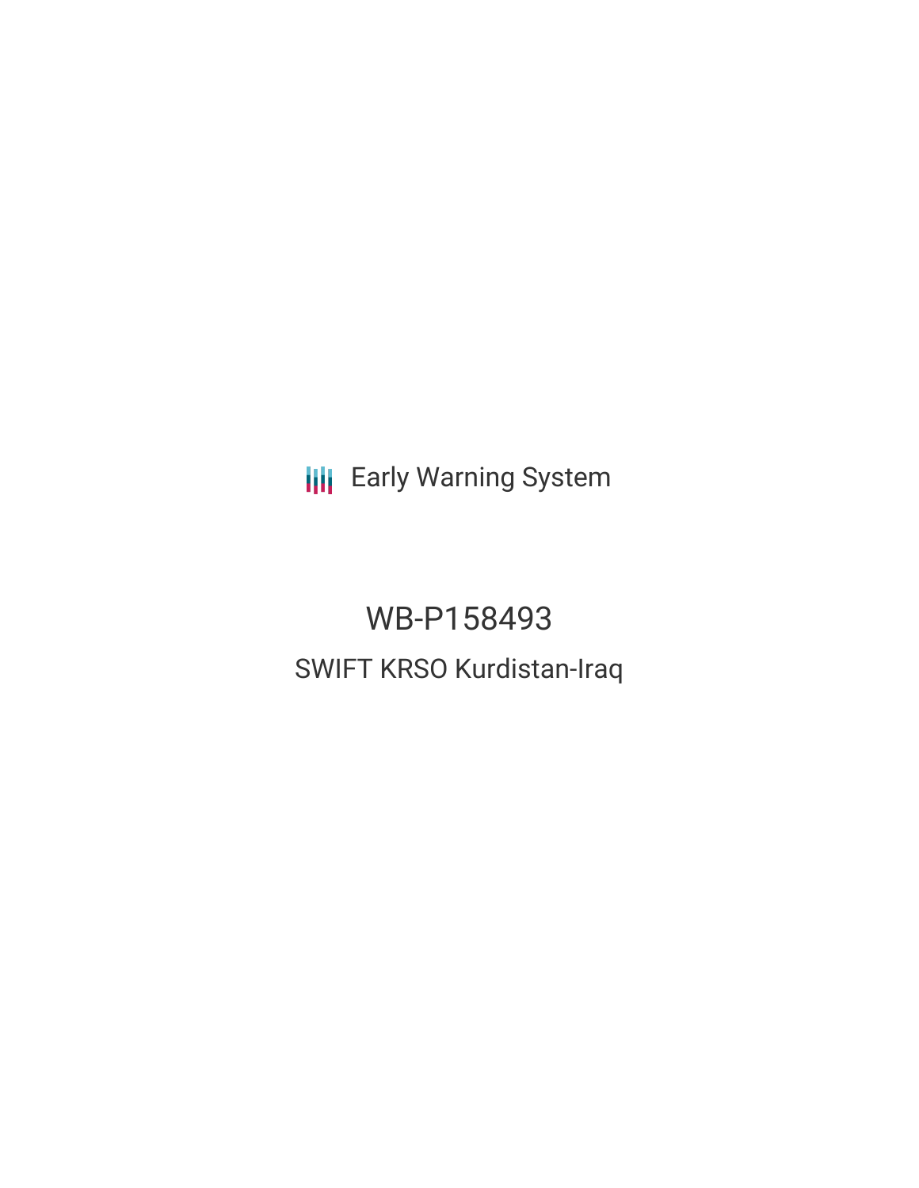Early Warning System

# WB-P158493

## SWIFT KRSO Kurdistan-Iraq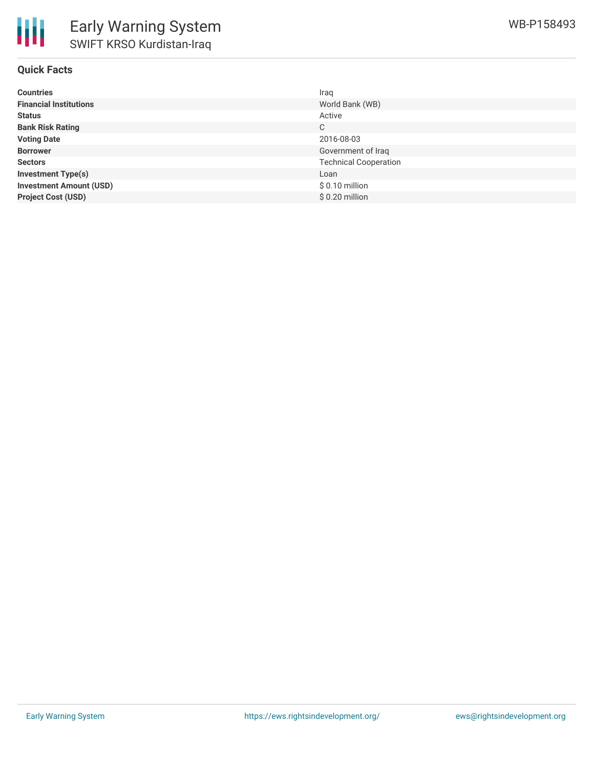# Early Warning System

## SWIFT KRSO Kurdistan-Iraq

WB-P158493

### Quick Facts

| | |
|---|---|
| **Countries** | Iraq |
| **Financial Institutions** | World Bank (WB) |
| **Status** | Active |
| **Bank Risk Rating** | C |
| **Voting Date** | 2016-08-03 |
| **Borrower** | Government of Iraq |
| **Sectors** | Technical Cooperation |
| **Investment Type(s)** | Loan |
| **Investment Amount (USD)** | $ 0.10 million |
| **Project Cost (USD)** | $ 0.20 million |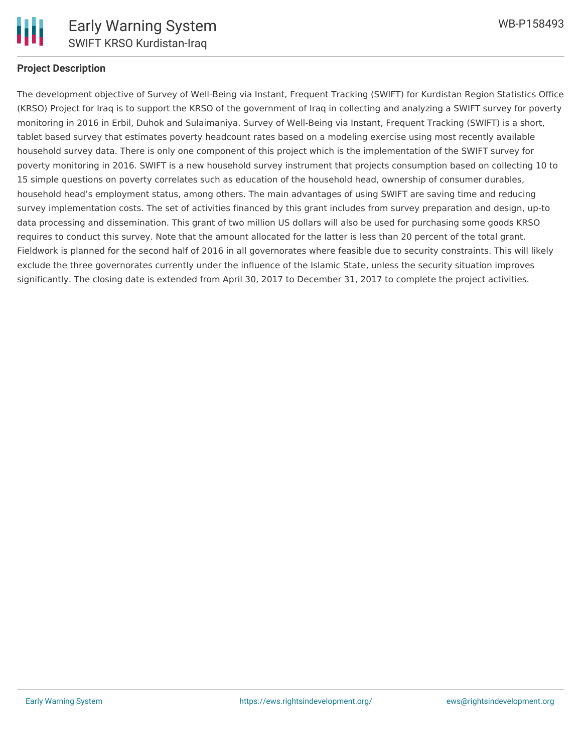## Project Description

The development objective of Survey of Well-Being via Instant, Frequent Tracking (SWIFT) for Kurdistan Region Statistics Office (KRSO) Project for Iraq is to support the KRSO of the government of Iraq in collecting and analyzing a SWIFT survey for poverty monitoring in 2016 in Erbil, Duhok and Sulaimaniya. Survey of Well-Being via Instant, Frequent Tracking (SWIFT) is a short, tablet based survey that estimates poverty headcount rates based on a modeling exercise using most recently available household survey data. There is only one component of this project which is the implementation of the SWIFT survey for poverty monitoring in 2016. SWIFT is a new household survey instrument that projects consumption based on collecting 10 to 15 simple questions on poverty correlates such as education of the household head, ownership of consumer durables, household head's employment status, among others. The main advantages of using SWIFT are saving time and reducing survey implementation costs. The set of activities financed by this grant includes from survey preparation and design, up-to data processing and dissemination. This grant of two million US dollars will also be used for purchasing some goods KRSO requires to conduct this survey. Note that the amount allocated for the latter is less than 20 percent of the total grant. Fieldwork is planned for the second half of 2016 in all governorates where feasible due to security constraints. This will likely exclude the three governorates currently under the influence of the Islamic State, unless the security situation improves significantly. The closing date is extended from April 30, 2017 to December 31, 2017 to complete the project activities.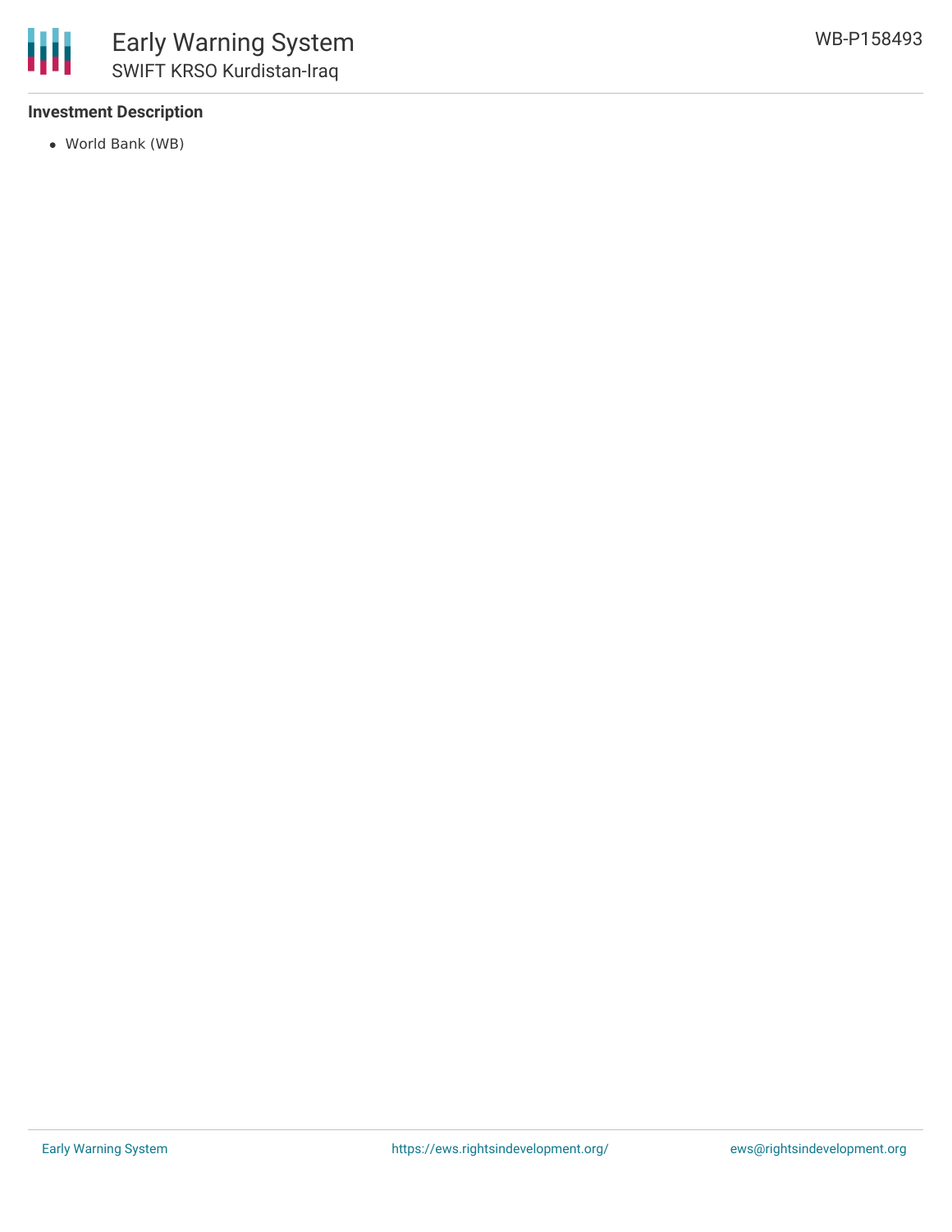### Investment Description

- World Bank (WB)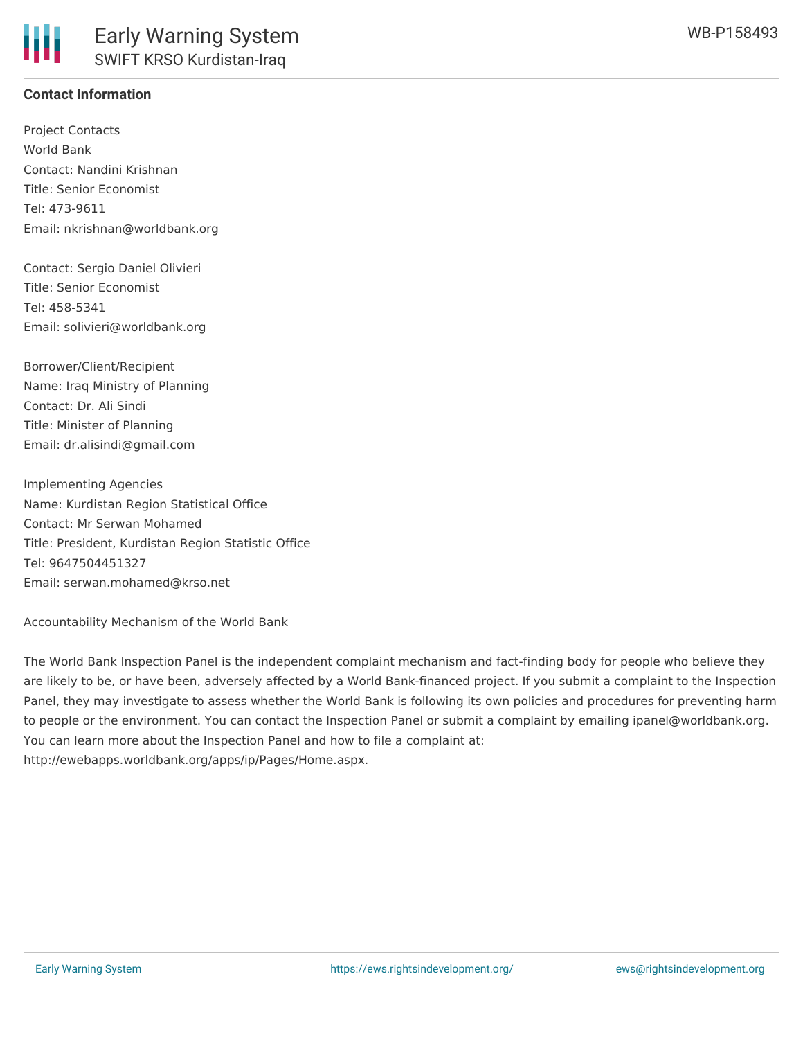**Contact Information**

Project Contacts
World Bank
Contact: Nandini Krishnan
Title: Senior Economist
Tel: 473-9611
Email: nkrishnan@worldbank.org

Contact: Sergio Daniel Olivieri
Title: Senior Economist
Tel: 458-5341
Email: solivieri@worldbank.org

Borrower/Client/Recipient
Name: Iraq Ministry of Planning
Contact: Dr. Ali Sindi
Title: Minister of Planning
Email: dr.alisindi@gmail.com

Implementing Agencies
Name: Kurdistan Region Statistical Office
Contact: Mr Serwan Mohamed
Title: President, Kurdistan Region Statistic Office
Tel: 9647504451327
Email: serwan.mohamed@krso.net

Accountability Mechanism of the World Bank

The World Bank Inspection Panel is the independent complaint mechanism and fact-finding body for people who believe they are likely to be, or have been, adversely affected by a World Bank-financed project. If you submit a complaint to the Inspection Panel, they may investigate to assess whether the World Bank is following its own policies and procedures for preventing harm to people or the environment. You can contact the Inspection Panel or submit a complaint by emailing ipanel@worldbank.org. You can learn more about the Inspection Panel and how to file a complaint at: http://ewebapps.worldbank.org/apps/ip/Pages/Home.aspx.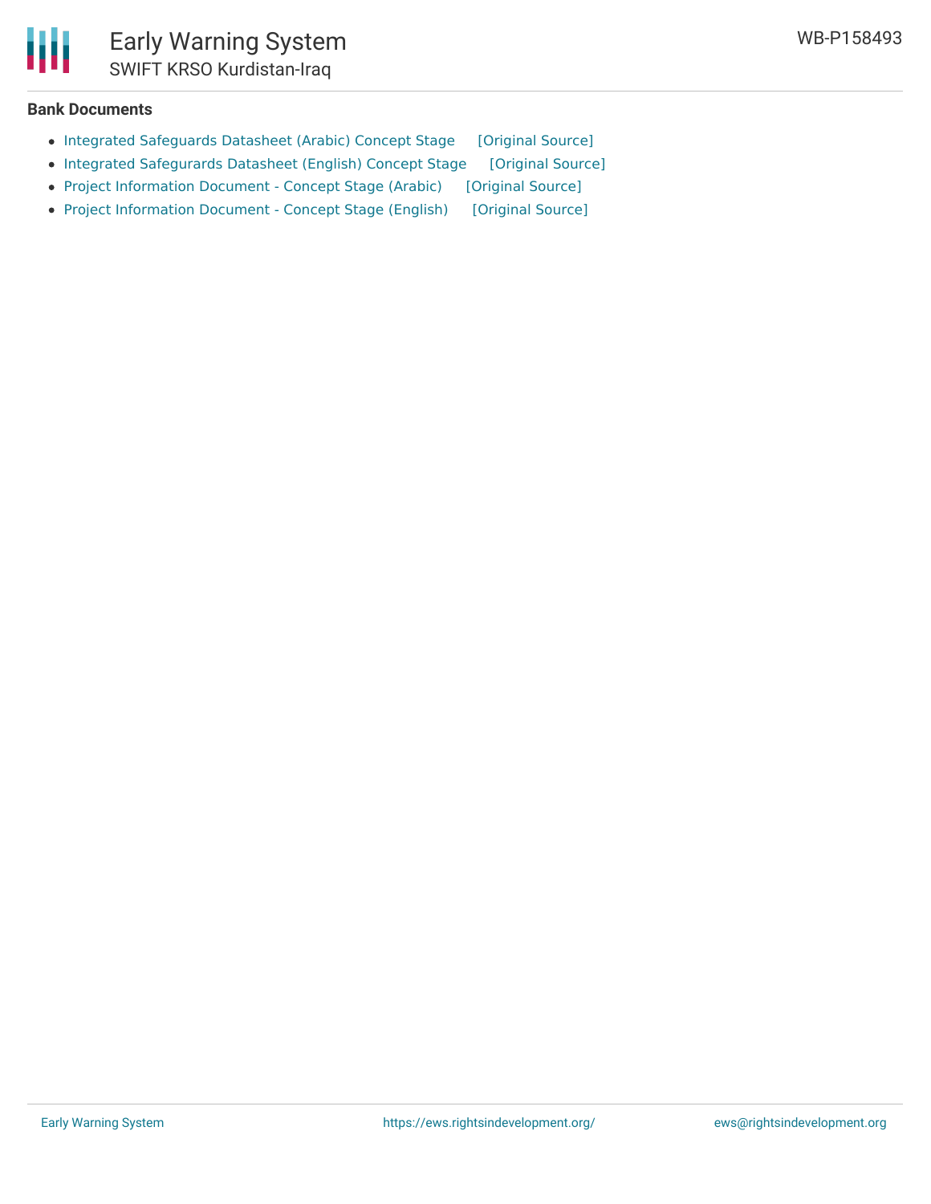**Bank Documents**

- Integrated Safeguards Datasheet (Arabic) Concept Stage [Original Source]
- Integrated Safegurards Datasheet (English) Concept Stage [Original Source]
- Project Information Document - Concept Stage (Arabic) [Original Source]
- Project Information Document - Concept Stage (English) [Original Source]